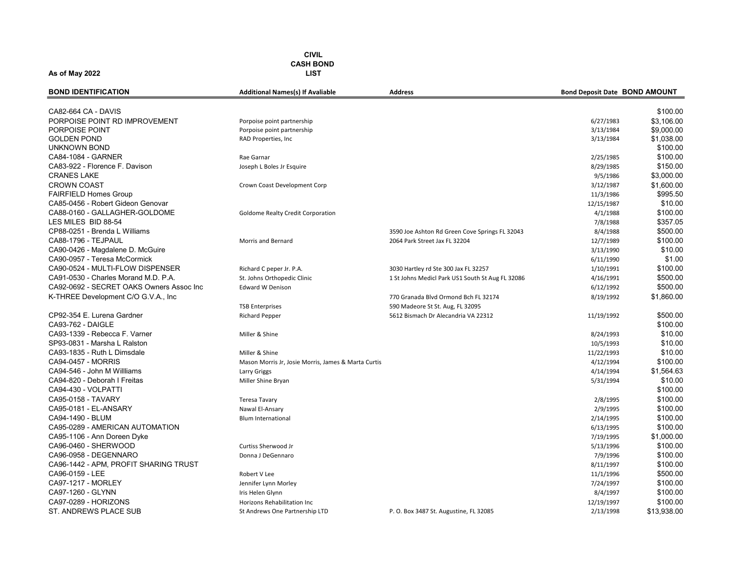**As of May 2022**

# CIVIL CASH BOND LIST

| BOND IDENTIFICATION | Additional Names(s) If Avaliable | Address | Bond Deposit Date | BOND AMOUNT |
|---|---|---|---|---|
| CA82-664 CA - DAVIS | | | | $100.00 |
| PORPOISE POINT RD IMPROVEMENT | Porpoise point partnership | | 6/27/1983 | $3,106.00 |
| PORPOISE POINT | Porpoise point partnership | | 3/13/1984 | $9,000.00 |
| GOLDEN POND | RAD Properties, Inc | | 3/13/1984 | $1,038.00 |
| UNKNOWN BOND | | | | $100.00 |
| CA84-1084 - GARNER | Rae Garnar | | 2/25/1985 | $100.00 |
| CA83-922 - Florence F. Davison | Joseph L Boles Jr Esquire | | 8/29/1985 | $150.00 |
| CRANES LAKE | | | 9/5/1986 | $3,000.00 |
| CROWN COAST | Crown Coast Development Corp | | 3/12/1987 | $1,600.00 |
| FAIRFIELD Homes Group | | | 11/3/1986 | $995.50 |
| CA85-0456 - Robert Gideon Genovar | | | 12/15/1987 | $10.00 |
| CA88-0160 - GALLAGHER-GOLDOME | Goldome Realty Credit Corporation | | 4/1/1988 | $100.00 |
| LES MILES BID 88-54 | | | 7/8/1988 | $357.05 |
| CP88-0251 - Brenda L Williams | | 3590 Joe Ashton Rd Green Cove Springs FL 32043 | 8/4/1988 | $500.00 |
| CA88-1796 - TEJPAUL | Morris and Bernard | 2064 Park Street Jax FL 32204 | 12/7/1989 | $100.00 |
| CA90-0426 - Magdalene D. McGuire | | | 3/13/1990 | $10.00 |
| CA90-0957 - Teresa McCormick | | | 6/11/1990 | $1.00 |
| CA90-0524 - MULTI-FLOW DISPENSER | Richard C peper Jr. P.A. | 3030 Hartley rd Ste 300 Jax FL 32257 | 1/10/1991 | $100.00 |
| CA91-0530 - Charles Morand M.D. P.A. | St. Johns Orthopedic Clinic | 1 St Johns Medicl Park US1 South St Aug FL 32086 | 4/16/1991 | $500.00 |
| CA92-0692 - SECRET OAKS Owners Assoc Inc | Edward W Denison | | 6/12/1992 | $500.00 |
| K-THREE Development C/O G.V.A., Inc | | 770 Granada Blvd Ormond Bch FL 32174 | 8/19/1992 | $1,860.00 |
| | TSB Enterprises | 590 Madeore St St. Aug, FL 32095 | | |
| CP92-354 E. Lurena Gardner | Richard Pepper | 5612 Bismach Dr Alecandria VA 22312 | 11/19/1992 | $500.00 |
| CA93-762 - DAIGLE | | | | $100.00 |
| CA93-1339 - Rebecca F. Varner | Miller & Shine | | 8/24/1993 | $10.00 |
| SP93-0831 - Marsha L Ralston | | | 10/5/1993 | $10.00 |
| CA93-1835 - Ruth L Dimsdale | Miller & Shine | | 11/22/1993 | $10.00 |
| CA94-0457 - MORRIS | Mason Morris Jr, Josie Morris, James & Marta Curtis | | 4/12/1994 | $100.00 |
| CA94-546 - John M Willliams | Larry Griggs | | 4/14/1994 | $1,564.63 |
| CA94-820 - Deborah I Freitas | Miller Shine Bryan | | 5/31/1994 | $10.00 |
| CA94-430 - VOLPATTI | | | | $100.00 |
| CA95-0158 - TAVARY | Teresa Tavary | | 2/8/1995 | $100.00 |
| CA95-0181 - EL-ANSARY | Nawal El-Ansary | | 2/9/1995 | $100.00 |
| CA94-1490 - BLUM | Blum International | | 2/14/1995 | $100.00 |
| CA95-0289 - AMERICAN AUTOMATION | | | 6/13/1995 | $100.00 |
| CA95-1106 - Ann Doreen Dyke | | | 7/19/1995 | $1,000.00 |
| CA96-0460 - SHERWOOD | Curtiss Sherwood Jr | | 5/13/1996 | $100.00 |
| CA96-0958 - DEGENNARO | Donna J DeGennaro | | 7/9/1996 | $100.00 |
| CA96-1442 - APM, PROFIT SHARING TRUST | | | 8/11/1997 | $100.00 |
| CA96-0159 - LEE | Robert V Lee | | 11/1/1996 | $500.00 |
| CA97-1217 - MORLEY | Jennifer Lynn Morley | | 7/24/1997 | $100.00 |
| CA97-1260 - GLYNN | Iris Helen Glynn | | 8/4/1997 | $100.00 |
| CA97-0289 - HORIZONS | Horizons Rehabilitation Inc | | 12/19/1997 | $100.00 |
| ST. ANDREWS PLACE SUB | St Andrews One Partnership LTD | P. O. Box 3487 St. Augustine, FL 32085 | 2/13/1998 | $13,938.00 |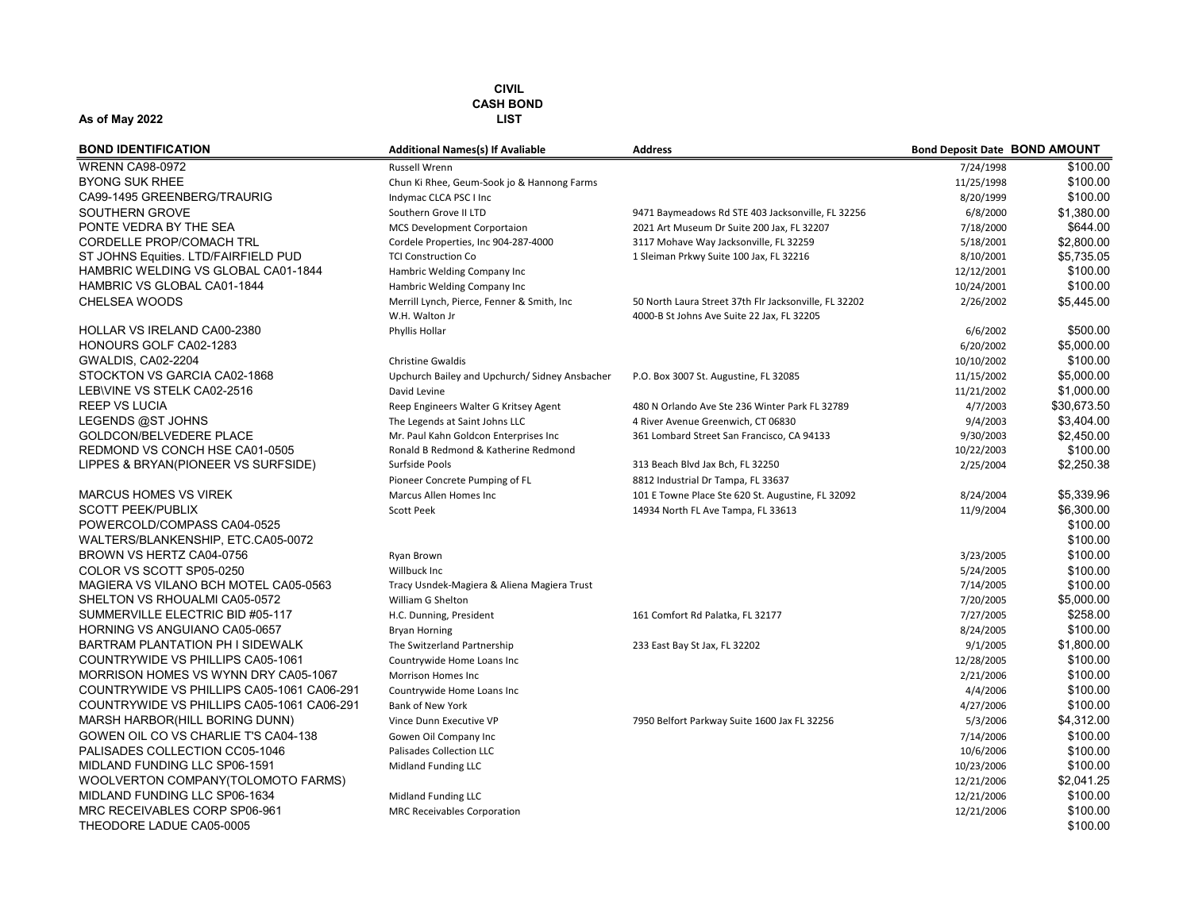**As of May 2022**

**CIVIL**
**CASH BOND**
**LIST**

| BOND IDENTIFICATION | Additional Names(s) If Avaliable | Address | Bond Deposit Date | BOND AMOUNT |
|---|---|---|---|---|
| WRENN CA98-0972 | Russell Wrenn | | 7/24/1998 | $100.00 |
| BYONG SUK RHEE | Chun Ki Rhee, Geum-Sook jo & Hannong Farms | | 11/25/1998 | $100.00 |
| CA99-1495 GREENBERG/TRAURIG | Indymac CLCA PSC I Inc | | 8/20/1999 | $100.00 |
| SOUTHERN GROVE | Southern Grove II LTD | 9471 Baymeadows Rd STE 403 Jacksonville, FL 32256 | 6/8/2000 | $1,380.00 |
| PONTE VEDRA BY THE SEA | MCS Development Corportaion | 2021 Art Museum Dr Suite 200 Jax, FL 32207 | 7/18/2000 | $644.00 |
| CORDELLE PROP/COMACH TRL | Cordele Properties, Inc 904-287-4000 | 3117 Mohave Way Jacksonville, FL 32259 | 5/18/2001 | $2,800.00 |
| ST JOHNS Equities. LTD/FAIRFIELD PUD | TCI Construction Co | 1 Sleiman Prkwy Suite 100 Jax, FL 32216 | 8/10/2001 | $5,735.05 |
| HAMBRIC WELDING VS GLOBAL CA01-1844 | Hambric Welding Company Inc | | 12/12/2001 | $100.00 |
| HAMBRIC VS GLOBAL CA01-1844 | Hambric Welding Company Inc | | 10/24/2001 | $100.00 |
| CHELSEA WOODS | Merrill Lynch, Pierce, Fenner & Smith, Inc | 50 North Laura Street 37th Flr Jacksonville, FL 32202 | 2/26/2002 | $5,445.00 |
| | W.H. Walton Jr | 4000-B St Johns Ave Suite 22 Jax, FL 32205 | | |
| HOLLAR VS IRELAND CA00-2380 | Phyllis Hollar | | 6/6/2002 | $500.00 |
| HONOURS GOLF CA02-1283 | | | 6/20/2002 | $5,000.00 |
| GWALDIS, CA02-2204 | Christine Gwaldis | | 10/10/2002 | $100.00 |
| STOCKTON VS GARCIA CA02-1868 | Upchurch Bailey and Upchurch/ Sidney Ansbacher | P.O. Box 3007 St. Augustine, FL 32085 | 11/15/2002 | $5,000.00 |
| LEB\VINE VS STELK CA02-2516 | David Levine | | 11/21/2002 | $1,000.00 |
| REEP VS LUCIA | Reep Engineers Walter G Kritsey Agent | 480 N Orlando Ave Ste 236 Winter Park FL 32789 | 4/7/2003 | $30,673.50 |
| LEGENDS @ST JOHNS | The Legends at Saint Johns LLC | 4 River Avenue Greenwich, CT 06830 | 9/4/2003 | $3,404.00 |
| GOLDCON/BELVEDERE PLACE | Mr. Paul Kahn Goldcon Enterprises Inc | 361 Lombard Street San Francisco, CA 94133 | 9/30/2003 | $2,450.00 |
| REDMOND VS CONCH HSE CA01-0505 | Ronald B Redmond & Katherine Redmond | | 10/22/2003 | $100.00 |
| LIPPES & BRYAN(PIONEER VS SURFSIDE) | Surfside Pools | 313 Beach Blvd Jax Bch, FL 32250 | 2/25/2004 | $2,250.38 |
| | Pioneer Concrete Pumping of FL | 8812 Industrial Dr Tampa, FL 33637 | | |
| MARCUS HOMES VS VIREK | Marcus Allen Homes Inc | 101 E Towne Place Ste 620 St. Augustine, FL 32092 | 8/24/2004 | $5,339.96 |
| SCOTT PEEK/PUBLIX | Scott Peek | 14934 North FL Ave Tampa, FL 33613 | 11/9/2004 | $6,300.00 |
| POWERCOLD/COMPASS CA04-0525 | | | | $100.00 |
| WALTERS/BLANKENSHIP, ETC.CA05-0072 | | | | $100.00 |
| BROWN VS HERTZ CA04-0756 | Ryan Brown | | 3/23/2005 | $100.00 |
| COLOR VS SCOTT SP05-0250 | Willbuck Inc | | 5/24/2005 | $100.00 |
| MAGIERA VS VILANO BCH MOTEL CA05-0563 | Tracy Usndek-Magiera & Aliena Magiera Trust | | 7/14/2005 | $100.00 |
| SHELTON VS RHOUALMI CA05-0572 | William G Shelton | | 7/20/2005 | $5,000.00 |
| SUMMERVILLE ELECTRIC BID #05-117 | H.C. Dunning, President | 161 Comfort Rd Palatka, FL 32177 | 7/27/2005 | $258.00 |
| HORNING VS ANGUIANO CA05-0657 | Bryan Horning | | 8/24/2005 | $100.00 |
| BARTRAM PLANTATION PH I SIDEWALK | The Switzerland Partnership | 233 East Bay St Jax, FL 32202 | 9/1/2005 | $1,800.00 |
| COUNTRYWIDE VS PHILLIPS CA05-1061 | Countrywide Home Loans Inc | | 12/28/2005 | $100.00 |
| MORRISON HOMES VS WYNN DRY CA05-1067 | Morrison Homes Inc | | 2/21/2006 | $100.00 |
| COUNTRYWIDE VS PHILLIPS CA05-1061 CA06-291 | Countrywide Home Loans Inc | | 4/4/2006 | $100.00 |
| COUNTRYWIDE VS PHILLIPS CA05-1061 CA06-291 | Bank of New York | | 4/27/2006 | $100.00 |
| MARSH HARBOR(HILL BORING DUNN) | Vince Dunn Executive VP | 7950 Belfort Parkway Suite 1600 Jax FL 32256 | 5/3/2006 | $4,312.00 |
| GOWEN OIL CO VS CHARLIE T'S CA04-138 | Gowen Oil Company Inc | | 7/14/2006 | $100.00 |
| PALISADES COLLECTION CC05-1046 | Palisades Collection LLC | | 10/6/2006 | $100.00 |
| MIDLAND FUNDING LLC SP06-1591 | Midland Funding LLC | | 10/23/2006 | $100.00 |
| WOOLVERTON COMPANY(TOLOMOTO FARMS) | | | 12/21/2006 | $2,041.25 |
| MIDLAND FUNDING LLC SP06-1634 | Midland Funding LLC | | 12/21/2006 | $100.00 |
| MRC RECEIVABLES CORP SP06-961 | MRC Receivables Corporation | | 12/21/2006 | $100.00 |
| THEODORE LADUE CA05-0005 | | | | $100.00 |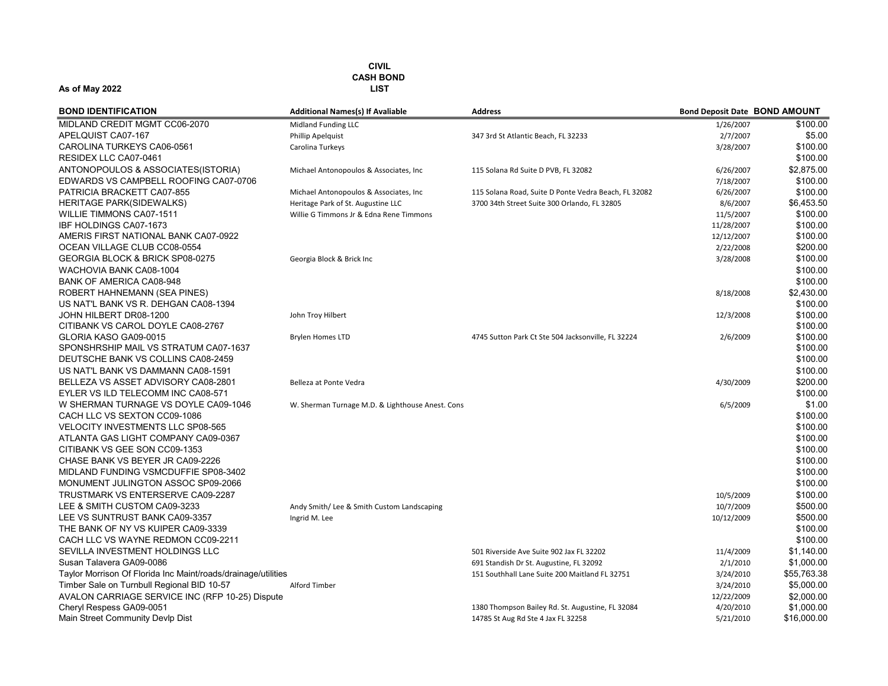**CIVIL**
**CASH BOND**
**LIST**

**As of May 2022**

| BOND IDENTIFICATION | Additional Names(s) If Avaliable | Address | Bond Deposit Date | BOND AMOUNT |
|---|---|---|---|---|
| MIDLAND CREDIT MGMT CC06-2070 | Midland Funding LLC | | 1/26/2007 | $100.00 |
| APELQUIST CA07-167 | Phillip Apelquist | 347 3rd St Atlantic Beach, FL 32233 | 2/7/2007 | $5.00 |
| CAROLINA TURKEYS CA06-0561 | Carolina Turkeys | | 3/28/2007 | $100.00 |
| RESIDEX LLC CA07-0461 | | | | $100.00 |
| ANTONOPOULOS & ASSOCIATES(ISTORIA) | Michael Antonopoulos & Associates, Inc | 115 Solana Rd Suite D PVB, FL 32082 | 6/26/2007 | $2,875.00 |
| EDWARDS VS CAMPBELL ROOFING CA07-0706 | | | 7/18/2007 | $100.00 |
| PATRICIA BRACKETT CA07-855 | Michael Antonopoulos & Associates, Inc | 115 Solana Road, Suite D Ponte Vedra Beach, FL 32082 | 6/26/2007 | $100.00 |
| HERITAGE PARK(SIDEWALKS) | Heritage Park of St. Augustine LLC | 3700 34th Street Suite 300 Orlando, FL 32805 | 8/6/2007 | $6,453.50 |
| WILLIE TIMMONS CA07-1511 | Willie G Timmons Jr & Edna Rene Timmons | | 11/5/2007 | $100.00 |
| IBF HOLDINGS CA07-1673 | | | 11/28/2007 | $100.00 |
| AMERIS FIRST NATIONAL BANK CA07-0922 | | | 12/12/2007 | $100.00 |
| OCEAN VILLAGE CLUB CC08-0554 | | | 2/22/2008 | $200.00 |
| GEORGIA BLOCK & BRICK SP08-0275 | Georgia Block & Brick Inc | | 3/28/2008 | $100.00 |
| WACHOVIA BANK CA08-1004 | | | | $100.00 |
| BANK OF AMERICA CA08-948 | | | | $100.00 |
| ROBERT HAHNEMANN (SEA PINES) | | | 8/18/2008 | $2,430.00 |
| US NAT'L BANK VS R. DEHGAN CA08-1394 | | | | $100.00 |
| JOHN HILBERT DR08-1200 | John Troy Hilbert | | 12/3/2008 | $100.00 |
| CITIBANK VS CAROL DOYLE CA08-2767 | | | | $100.00 |
| GLORIA KASO GA09-0015 | Brylen Homes LTD | 4745 Sutton Park Ct Ste 504 Jacksonville, FL 32224 | 2/6/2009 | $100.00 |
| SPONSHRSHIP MAIL VS STRATUM CA07-1637 | | | | $100.00 |
| DEUTSCHE BANK VS COLLINS CA08-2459 | | | | $100.00 |
| US NAT'L BANK VS DAMMANN CA08-1591 | | | | $100.00 |
| BELLEZA VS ASSET ADVISORY CA08-2801 | Belleza at Ponte Vedra | | 4/30/2009 | $200.00 |
| EYLER VS ILD TELECOMM INC CA08-571 | | | | $100.00 |
| W SHERMAN TURNAGE VS DOYLE CA09-1046 | W. Sherman Turnage M.D. & Lighthouse Anest. Cons | | 6/5/2009 | $1.00 |
| CACH LLC VS SEXTON CC09-1086 | | | | $100.00 |
| VELOCITY INVESTMENTS LLC SP08-565 | | | | $100.00 |
| ATLANTA GAS LIGHT COMPANY CA09-0367 | | | | $100.00 |
| CITIBANK VS GEE SON CC09-1353 | | | | $100.00 |
| CHASE BANK VS BEYER JR CA09-2226 | | | | $100.00 |
| MIDLAND FUNDING VSMCDUFFIE SP08-3402 | | | | $100.00 |
| MONUMENT JULINGTON ASSOC SP09-2066 | | | | $100.00 |
| TRUSTMARK VS ENTERSERVE CA09-2287 | | | 10/5/2009 | $100.00 |
| LEE & SMITH CUSTOM CA09-3233 | Andy Smith/ Lee & Smith Custom Landscaping | | 10/7/2009 | $500.00 |
| LEE VS SUNTRUST BANK CA09-3357 | Ingrid M. Lee | | 10/12/2009 | $500.00 |
| THE BANK OF NY VS KUIPER CA09-3339 | | | | $100.00 |
| CACH LLC VS WAYNE REDMON CC09-2211 | | | | $100.00 |
| SEVILLA INVESTMENT HOLDINGS LLC | | 501 Riverside Ave Suite 902 Jax FL 32202 | 11/4/2009 | $1,140.00 |
| Susan Talavera GA09-0086 | | 691 Standish Dr St. Augustine, FL 32092 | 2/1/2010 | $1,000.00 |
| Taylor Morrison Of Florida Inc Maint/roads/drainage/utilities | | 151 Southhall Lane Suite 200 Maitland FL 32751 | 3/24/2010 | $55,763.38 |
| Timber Sale on Turnbull Regional BID 10-57 | Alford Timber | | 3/24/2010 | $5,000.00 |
| AVALON CARRIAGE SERVICE INC (RFP 10-25) Dispute | | | 12/22/2009 | $2,000.00 |
| Cheryl Respess GA09-0051 | | 1380 Thompson Bailey Rd. St. Augustine, FL 32084 | 4/20/2010 | $1,000.00 |
| Main Street Community Devlp Dist | | 14785 St Aug Rd Ste 4 Jax FL 32258 | 5/21/2010 | $16,000.00 |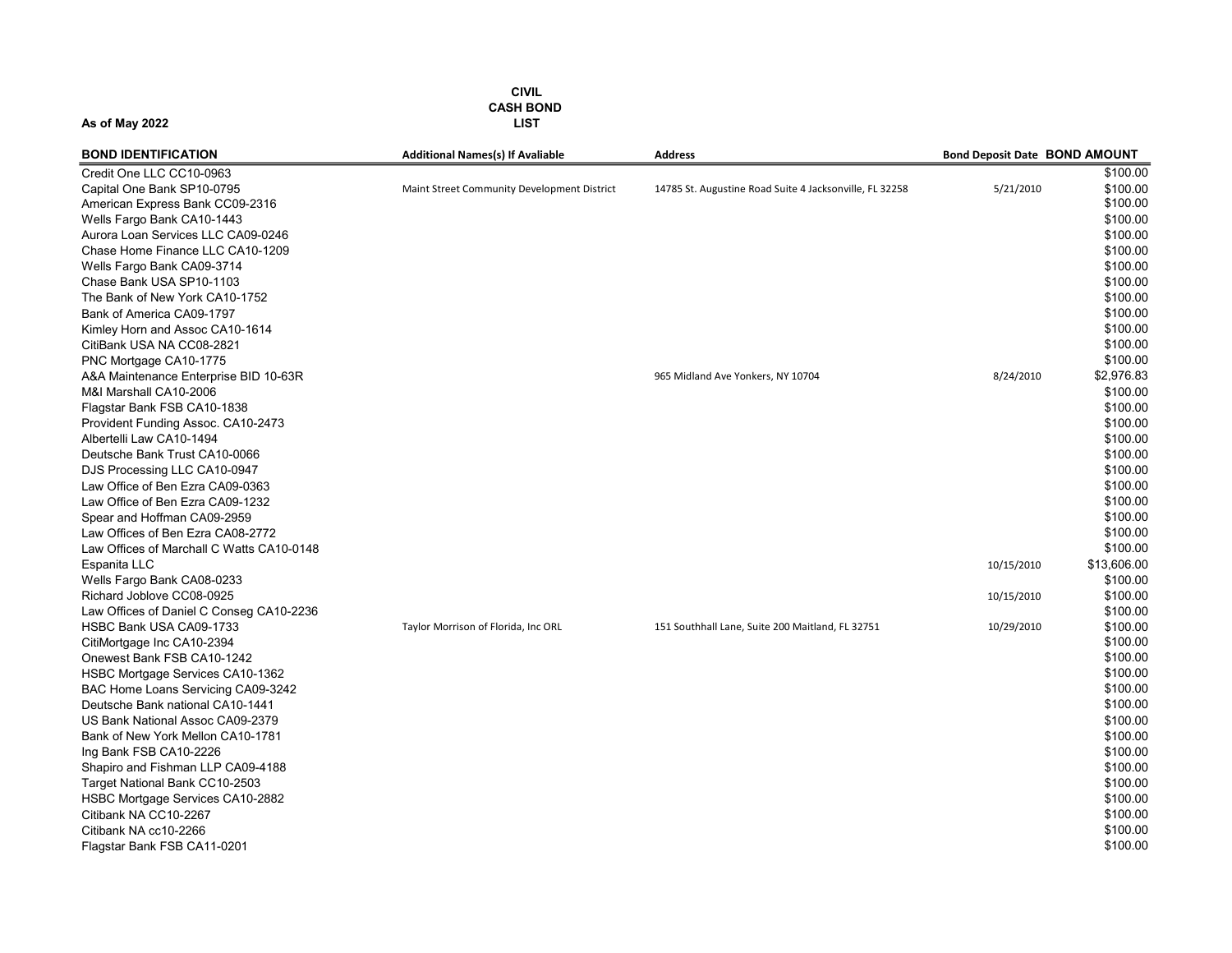**CIVIL CASH BOND LIST**

**As of May 2022**

| BOND IDENTIFICATION | Additional Names(s) If Avaliable | Address | Bond Deposit Date | BOND AMOUNT |
|---|---|---|---|---|
| Credit One LLC CC10-0963 | | | | $100.00 |
| Capital One Bank SP10-0795 | Maint Street Community Development District | 14785 St. Augustine Road Suite 4 Jacksonville, FL 32258 | 5/21/2010 | $100.00 |
| American Express Bank CC09-2316 | | | | $100.00 |
| Wells Fargo Bank CA10-1443 | | | | $100.00 |
| Aurora Loan Services LLC CA09-0246 | | | | $100.00 |
| Chase Home Finance LLC CA10-1209 | | | | $100.00 |
| Wells Fargo Bank CA09-3714 | | | | $100.00 |
| Chase Bank USA SP10-1103 | | | | $100.00 |
| The Bank of New York CA10-1752 | | | | $100.00 |
| Bank of America CA09-1797 | | | | $100.00 |
| Kimley Horn and Assoc CA10-1614 | | | | $100.00 |
| CitiBank USA NA CC08-2821 | | | | $100.00 |
| PNC Mortgage CA10-1775 | | | | $100.00 |
| A&A Maintenance Enterprise BID 10-63R | | 965 Midland Ave Yonkers, NY 10704 | 8/24/2010 | $2,976.83 |
| M&I Marshall CA10-2006 | | | | $100.00 |
| Flagstar Bank FSB CA10-1838 | | | | $100.00 |
| Provident Funding Assoc. CA10-2473 | | | | $100.00 |
| Albertelli Law CA10-1494 | | | | $100.00 |
| Deutsche Bank Trust CA10-0066 | | | | $100.00 |
| DJS Processing LLC CA10-0947 | | | | $100.00 |
| Law Office of Ben Ezra CA09-0363 | | | | $100.00 |
| Law Office of Ben Ezra CA09-1232 | | | | $100.00 |
| Spear and Hoffman CA09-2959 | | | | $100.00 |
| Law Offices of Ben Ezra CA08-2772 | | | | $100.00 |
| Law Offices of Marchall C Watts CA10-0148 | | | | $100.00 |
| Espanita LLC | | | 10/15/2010 | $13,606.00 |
| Wells Fargo Bank CA08-0233 | | | | $100.00 |
| Richard Joblove CC08-0925 | | | 10/15/2010 | $100.00 |
| Law Offices of Daniel C Conseg CA10-2236 | | | | $100.00 |
| HSBC Bank USA CA09-1733 | Taylor Morrison of Florida, Inc ORL | 151 Southhall Lane, Suite 200 Maitland, FL 32751 | 10/29/2010 | $100.00 |
| CitiMortgage Inc CA10-2394 | | | | $100.00 |
| Onewest Bank FSB CA10-1242 | | | | $100.00 |
| HSBC Mortgage Services CA10-1362 | | | | $100.00 |
| BAC Home Loans Servicing CA09-3242 | | | | $100.00 |
| Deutsche Bank national CA10-1441 | | | | $100.00 |
| US Bank National Assoc CA09-2379 | | | | $100.00 |
| Bank of New York Mellon CA10-1781 | | | | $100.00 |
| Ing Bank FSB CA10-2226 | | | | $100.00 |
| Shapiro and Fishman LLP CA09-4188 | | | | $100.00 |
| Target National Bank CC10-2503 | | | | $100.00 |
| HSBC Mortgage Services CA10-2882 | | | | $100.00 |
| Citibank NA CC10-2267 | | | | $100.00 |
| Citibank NA cc10-2266 | | | | $100.00 |
| Flagstar Bank FSB CA11-0201 | | | | $100.00 |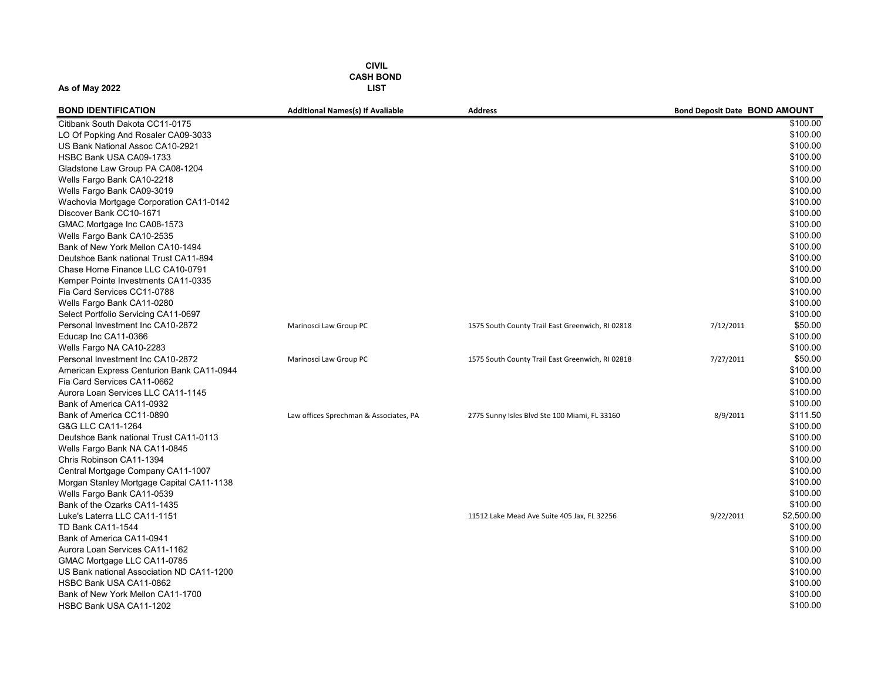**CIVIL CASH BOND LIST**

**As of May 2022**

| BOND IDENTIFICATION | Additional Names(s) If Avaliable | Address | Bond Deposit Date | BOND AMOUNT |
|---|---|---|---|---|
| Citibank South Dakota CC11-0175 | | | | $100.00 |
| LO Of Popking And Rosaler CA09-3033 | | | | $100.00 |
| US Bank National Assoc CA10-2921 | | | | $100.00 |
| HSBC Bank USA CA09-1733 | | | | $100.00 |
| Gladstone Law Group PA CA08-1204 | | | | $100.00 |
| Wells Fargo Bank CA10-2218 | | | | $100.00 |
| Wells Fargo Bank CA09-3019 | | | | $100.00 |
| Wachovia Mortgage Corporation CA11-0142 | | | | $100.00 |
| Discover Bank CC10-1671 | | | | $100.00 |
| GMAC Mortgage Inc CA08-1573 | | | | $100.00 |
| Wells Fargo Bank CA10-2535 | | | | $100.00 |
| Bank of New York Mellon CA10-1494 | | | | $100.00 |
| Deutshce Bank national Trust CA11-894 | | | | $100.00 |
| Chase Home Finance LLC CA10-0791 | | | | $100.00 |
| Kemper Pointe Investments CA11-0335 | | | | $100.00 |
| Fia Card Services CC11-0788 | | | | $100.00 |
| Wells Fargo Bank CA11-0280 | | | | $100.00 |
| Select Portfolio Servicing CA11-0697 | | | | $100.00 |
| Personal Investment Inc CA10-2872 | Marinosci Law Group PC | 1575 South County Trail East Greenwich, RI 02818 | 7/12/2011 | $50.00 |
| Educap Inc CA11-0366 | | | | $100.00 |
| Wells Fargo NA CA10-2283 | | | | $100.00 |
| Personal Investment Inc CA10-2872 | Marinosci Law Group PC | 1575 South County Trail East Greenwich, RI 02818 | 7/27/2011 | $50.00 |
| American Express Centurion Bank CA11-0944 | | | | $100.00 |
| Fia Card Services CA11-0662 | | | | $100.00 |
| Aurora Loan Services LLC CA11-1145 | | | | $100.00 |
| Bank of America CA11-0932 | | | | $100.00 |
| Bank of America CC11-0890 | Law offices Sprechman & Associates, PA | 2775 Sunny Isles Blvd Ste 100 Miami, FL 33160 | 8/9/2011 | $111.50 |
| G&G LLC CA11-1264 | | | | $100.00 |
| Deutshce Bank national Trust CA11-0113 | | | | $100.00 |
| Wells Fargo Bank NA CA11-0845 | | | | $100.00 |
| Chris Robinson CA11-1394 | | | | $100.00 |
| Central Mortgage Company CA11-1007 | | | | $100.00 |
| Morgan Stanley Mortgage Capital CA11-1138 | | | | $100.00 |
| Wells Fargo Bank CA11-0539 | | | | $100.00 |
| Bank of the Ozarks CA11-1435 | | | | $100.00 |
| Luke's Laterra LLC CA11-1151 | | 11512 Lake Mead Ave Suite 405 Jax, FL 32256 | 9/22/2011 | $2,500.00 |
| TD Bank CA11-1544 | | | | $100.00 |
| Bank of America CA11-0941 | | | | $100.00 |
| Aurora Loan Services CA11-1162 | | | | $100.00 |
| GMAC Mortgage LLC CA11-0785 | | | | $100.00 |
| US Bank national Association ND CA11-1200 | | | | $100.00 |
| HSBC Bank USA CA11-0862 | | | | $100.00 |
| Bank of New York Mellon CA11-1700 | | | | $100.00 |
| HSBC Bank USA CA11-1202 | | | | $100.00 |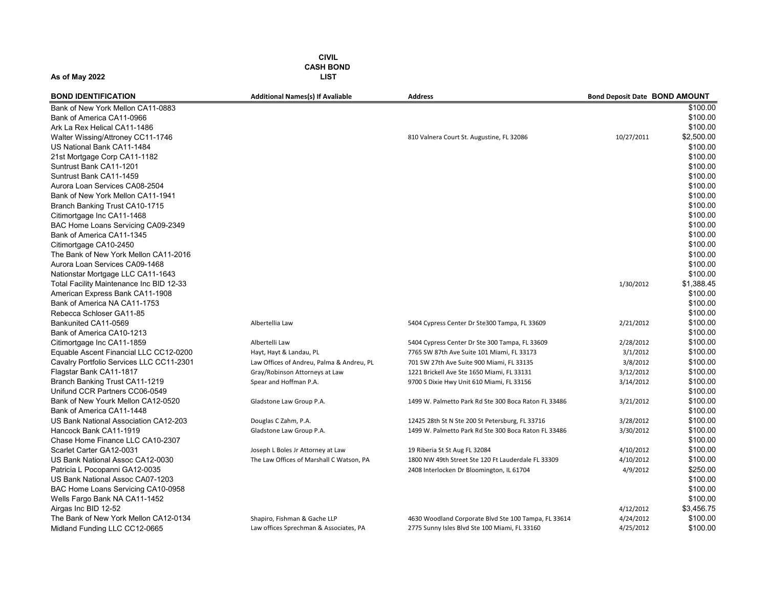**CIVIL CASH BOND LIST**

**As of May 2022**

| BOND IDENTIFICATION | Additional Names(s) If Avaliable | Address | Bond Deposit Date | BOND AMOUNT |
|---|---|---|---|---|
| Bank of New York Mellon CA11-0883 | | | | $100.00 |
| Bank of America CA11-0966 | | | | $100.00 |
| Ark La Rex Helical CA11-1486 | | | | $100.00 |
| Walter Wissing/Attroney CC11-1746 | | 810 Valnera Court St. Augustine, FL 32086 | 10/27/2011 | $2,500.00 |
| US National Bank CA11-1484 | | | | $100.00 |
| 21st Mortgage Corp CA11-1182 | | | | $100.00 |
| Suntrust Bank CA11-1201 | | | | $100.00 |
| Suntrust Bank CA11-1459 | | | | $100.00 |
| Aurora Loan Services CA08-2504 | | | | $100.00 |
| Bank of New York Mellon CA11-1941 | | | | $100.00 |
| Branch Banking Trust CA10-1715 | | | | $100.00 |
| Citimortgage Inc CA11-1468 | | | | $100.00 |
| BAC Home Loans Servicing CA09-2349 | | | | $100.00 |
| Bank of America CA11-1345 | | | | $100.00 |
| Citimortgage CA10-2450 | | | | $100.00 |
| The Bank of New York Mellon CA11-2016 | | | | $100.00 |
| Aurora Loan Services CA09-1468 | | | | $100.00 |
| Nationstar Mortgage LLC CA11-1643 | | | | $100.00 |
| Total Facility Maintenance Inc BID 12-33 | | | 1/30/2012 | $1,388.45 |
| American Express Bank CA11-1908 | | | | $100.00 |
| Bank of America NA CA11-1753 | | | | $100.00 |
| Rebecca Schloser GA11-85 | | | | $100.00 |
| Bankunited CA11-0569 | Albertellia Law | 5404 Cypress Center Dr Ste300 Tampa, FL 33609 | 2/21/2012 | $100.00 |
| Bank of America CA10-1213 | | | | $100.00 |
| Citimortgage Inc CA11-1859 | Albertelli Law | 5404 Cypress Center Dr Ste 300 Tampa, FL 33609 | 2/28/2012 | $100.00 |
| Equable Ascent Financial LLC CC12-0200 | Hayt, Hayt & Landau, PL | 7765 SW 87th Ave Suite 101 Miami, FL 33173 | 3/1/2012 | $100.00 |
| Cavalry Portfolio Services LLC CC11-2301 | Law Offices of Andreu, Palma & Andreu, PL | 701 SW 27th Ave Suite 900 Miami, FL 33135 | 3/8/2012 | $100.00 |
| Flagstar Bank CA11-1817 | Gray/Robinson Attorneys at Law | 1221 Brickell Ave Ste 1650 Miami, FL 33131 | 3/12/2012 | $100.00 |
| Branch Banking Trust CA11-1219 | Spear and Hoffman P.A. | 9700 S Dixie Hwy Unit 610 Miami, FL 33156 | 3/14/2012 | $100.00 |
| Unifund CCR Partners CC06-0549 | | | | $100.00 |
| Bank of New Yourk Mellon CA12-0520 | Gladstone Law Group P.A. | 1499 W. Palmetto Park Rd Ste 300 Boca Raton FL 33486 | 3/21/2012 | $100.00 |
| Bank of America CA11-1448 | | | | $100.00 |
| US Bank National Association CA12-203 | Douglas C Zahm, P.A. | 12425 28th St N Ste 200 St Petersburg, FL 33716 | 3/28/2012 | $100.00 |
| Hancock Bank CA11-1919 | Gladstone Law Group P.A. | 1499 W. Palmetto Park Rd Ste 300 Boca Raton FL 33486 | 3/30/2012 | $100.00 |
| Chase Home Finance LLC CA10-2307 | | | | $100.00 |
| Scarlet Carter GA12-0031 | Joseph L Boles Jr Attorney at Law | 19 Riberia St St Aug FL 32084 | 4/10/2012 | $100.00 |
| US Bank National Assoc CA12-0030 | The Law Offices of Marshall C Watson, PA | 1800 NW 49th Street Ste 120 Ft Lauderdale FL 33309 | 4/10/2012 | $100.00 |
| Patricia L Pocopanni GA12-0035 | | 2408 Interlocken Dr Bloomington, IL 61704 | 4/9/2012 | $250.00 |
| US Bank National Assoc CA07-1203 | | | | $100.00 |
| BAC Home Loans Servicing CA10-0958 | | | | $100.00 |
| Wells Fargo Bank NA CA11-1452 | | | | $100.00 |
| Airgas Inc BID 12-52 | | | 4/12/2012 | $3,456.75 |
| The Bank of New York Mellon CA12-0134 | Shapiro, Fishman & Gache LLP | 4630 Woodland Corporate Blvd Ste 100 Tampa, FL 33614 | 4/24/2012 | $100.00 |
| Midland Funding LLC CC12-0665 | Law offices Sprechman & Associates, PA | 2775 Sunny Isles Blvd Ste 100 Miami, FL 33160 | 4/25/2012 | $100.00 |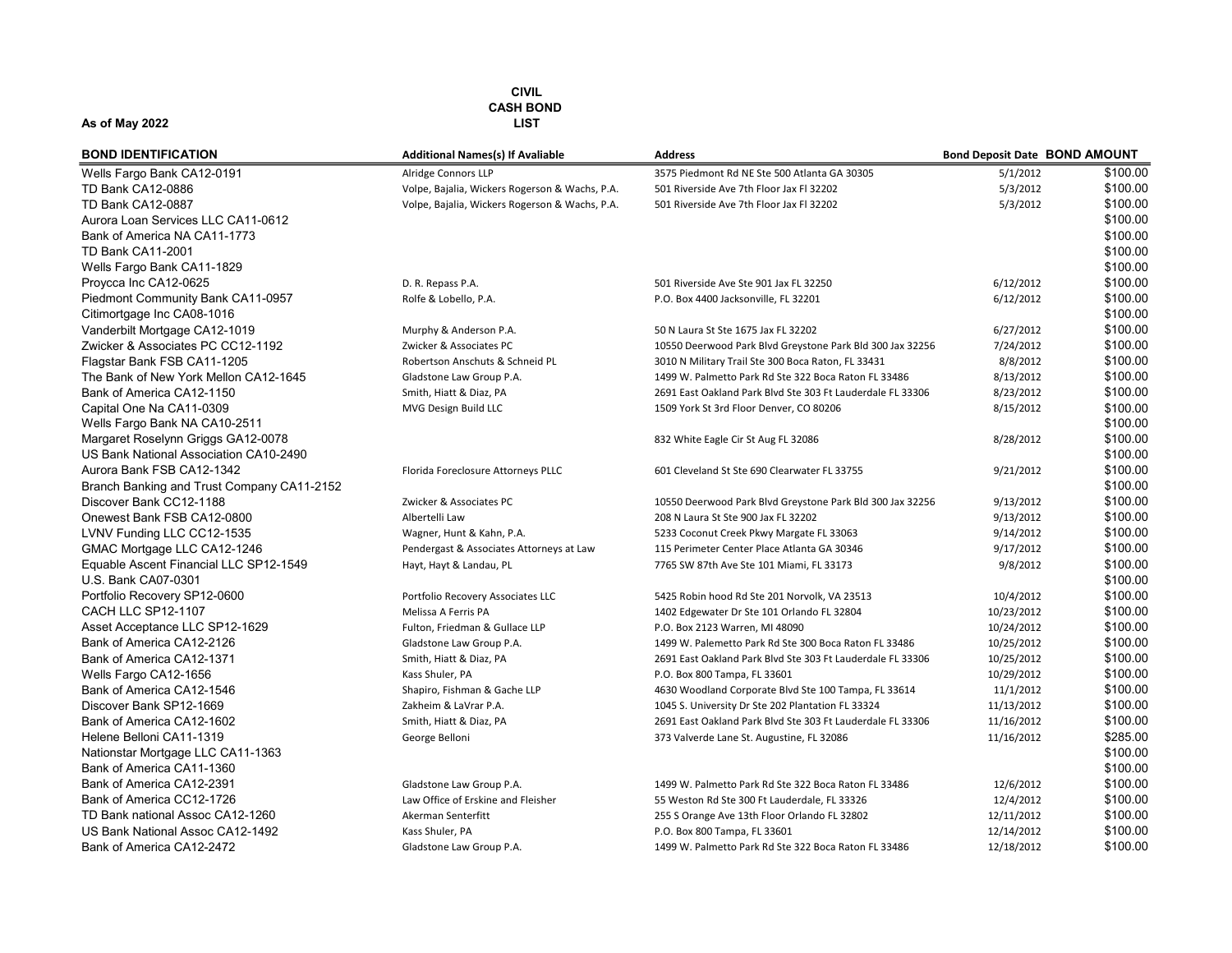**As of May 2022**

**CIVIL**
**CASH BOND**
**LIST**

| BOND IDENTIFICATION | Additional Names(s) If Avaliable | Address | Bond Deposit Date | BOND AMOUNT |
|---|---|---|---|---|
| Wells Fargo Bank CA12-0191 | Alridge Connors LLP | 3575 Piedmont Rd NE Ste 500 Atlanta GA 30305 | 5/1/2012 | $100.00 |
| TD Bank CA12-0886 | Volpe, Bajalia, Wickers Rogerson & Wachs, P.A. | 501 Riverside Ave 7th Floor Jax Fl 32202 | 5/3/2012 | $100.00 |
| TD Bank CA12-0887 | Volpe, Bajalia, Wickers Rogerson & Wachs, P.A. | 501 Riverside Ave 7th Floor Jax Fl 32202 | 5/3/2012 | $100.00 |
| Aurora Loan Services LLC CA11-0612 | | | | $100.00 |
| Bank of America NA CA11-1773 | | | | $100.00 |
| TD Bank CA11-2001 | | | | $100.00 |
| Wells Fargo Bank CA11-1829 | | | | $100.00 |
| Proycca Inc CA12-0625 | D. R. Repass P.A. | 501 Riverside Ave Ste 901 Jax FL 32250 | 6/12/2012 | $100.00 |
| Piedmont Community Bank CA11-0957 | Rolfe & Lobello, P.A. | P.O. Box 4400 Jacksonville, FL 32201 | 6/12/2012 | $100.00 |
| Citimortgage Inc CA08-1016 | | | | $100.00 |
| Vanderbilt Mortgage CA12-1019 | Murphy & Anderson P.A. | 50 N Laura St Ste 1675 Jax FL 32202 | 6/27/2012 | $100.00 |
| Zwicker & Associates PC CC12-1192 | Zwicker & Associates PC | 10550 Deerwood Park Blvd Greystone Park Bld 300 Jax 32256 | 7/24/2012 | $100.00 |
| Flagstar Bank FSB CA11-1205 | Robertson Anschuts & Schneid PL | 3010 N Military Trail Ste 300 Boca Raton, FL 33431 | 8/8/2012 | $100.00 |
| The Bank of New York Mellon CA12-1645 | Gladstone Law Group P.A. | 1499 W. Palmetto Park Rd Ste 322 Boca Raton FL 33486 | 8/13/2012 | $100.00 |
| Bank of America CA12-1150 | Smith, Hiatt & Diaz, PA | 2691 East Oakland Park Blvd Ste 303 Ft Lauderdale FL 33306 | 8/23/2012 | $100.00 |
| Capital One Na CA11-0309 | MVG Design Build LLC | 1509 York St 3rd Floor Denver, CO 80206 | 8/15/2012 | $100.00 |
| Wells Fargo Bank NA CA10-2511 | | | | $100.00 |
| Margaret Roselynn Griggs GA12-0078 | | 832 White Eagle Cir St Aug FL 32086 | 8/28/2012 | $100.00 |
| US Bank National Association CA10-2490 | | | | $100.00 |
| Aurora Bank FSB CA12-1342 | Florida Foreclosure Attorneys PLLC | 601 Cleveland St Ste 690 Clearwater FL 33755 | 9/21/2012 | $100.00 |
| Branch Banking and Trust Company CA11-2152 | | | | $100.00 |
| Discover Bank CC12-1188 | Zwicker & Associates PC | 10550 Deerwood Park Blvd Greystone Park Bld 300 Jax 32256 | 9/13/2012 | $100.00 |
| Onewest Bank FSB CA12-0800 | Albertelli Law | 208 N Laura St Ste 900 Jax FL 32202 | 9/13/2012 | $100.00 |
| LVNV Funding LLC CC12-1535 | Wagner, Hunt & Kahn, P.A. | 5233 Coconut Creek Pkwy Margate FL 33063 | 9/14/2012 | $100.00 |
| GMAC Mortgage LLC CA12-1246 | Pendergast & Associates Attorneys at Law | 115 Perimeter Center Place Atlanta GA 30346 | 9/17/2012 | $100.00 |
| Equable Ascent Financial LLC SP12-1549 | Hayt, Hayt & Landau, PL | 7765 SW 87th Ave Ste 101 Miami, FL 33173 | 9/8/2012 | $100.00 |
| U.S. Bank CA07-0301 | | | | $100.00 |
| Portfolio Recovery SP12-0600 | Portfolio Recovery Associates LLC | 5425 Robin hood Rd Ste 201 Norvolk, VA 23513 | 10/4/2012 | $100.00 |
| CACH LLC SP12-1107 | Melissa A Ferris PA | 1402 Edgewater Dr Ste 101 Orlando FL 32804 | 10/23/2012 | $100.00 |
| Asset Acceptance LLC SP12-1629 | Fulton, Friedman & Gullace LLP | P.O. Box 2123 Warren, MI 48090 | 10/24/2012 | $100.00 |
| Bank of America CA12-2126 | Gladstone Law Group P.A. | 1499 W. Palemetto Park Rd Ste 300 Boca Raton FL 33486 | 10/25/2012 | $100.00 |
| Bank of America CA12-1371 | Smith, Hiatt & Diaz, PA | 2691 East Oakland Park Blvd Ste 303 Ft Lauderdale FL 33306 | 10/25/2012 | $100.00 |
| Wells Fargo CA12-1656 | Kass Shuler, PA | P.O. Box 800 Tampa, FL 33601 | 10/29/2012 | $100.00 |
| Bank of America CA12-1546 | Shapiro, Fishman & Gache LLP | 4630 Woodland Corporate Blvd Ste 100 Tampa, FL 33614 | 11/1/2012 | $100.00 |
| Discover Bank SP12-1669 | Zakheim & LaVrar P.A. | 1045 S. University Dr Ste 202 Plantation FL 33324 | 11/13/2012 | $100.00 |
| Bank of America CA12-1602 | Smith, Hiatt & Diaz, PA | 2691 East Oakland Park Blvd Ste 303 Ft Lauderdale FL 33306 | 11/16/2012 | $100.00 |
| Helene Belloni CA11-1319 | George Belloni | 373 Valverde Lane St. Augustine, FL 32086 | 11/16/2012 | $285.00 |
| Nationstar Mortgage LLC CA11-1363 | | | | $100.00 |
| Bank of America CA11-1360 | | | | $100.00 |
| Bank of America CA12-2391 | Gladstone Law Group P.A. | 1499 W. Palmetto Park Rd Ste 322 Boca Raton FL 33486 | 12/6/2012 | $100.00 |
| Bank of America CC12-1726 | Law Office of Erskine and Fleisher | 55 Weston Rd Ste 300 Ft Lauderdale, FL 33326 | 12/4/2012 | $100.00 |
| TD Bank national Assoc CA12-1260 | Akerman Senterfitt | 255 S Orange Ave 13th Floor Orlando FL 32802 | 12/11/2012 | $100.00 |
| US Bank National Assoc CA12-1492 | Kass Shuler, PA | P.O. Box 800 Tampa, FL 33601 | 12/14/2012 | $100.00 |
| Bank of America CA12-2472 | Gladstone Law Group P.A. | 1499 W. Palmetto Park Rd Ste 322 Boca Raton FL 33486 | 12/18/2012 | $100.00 |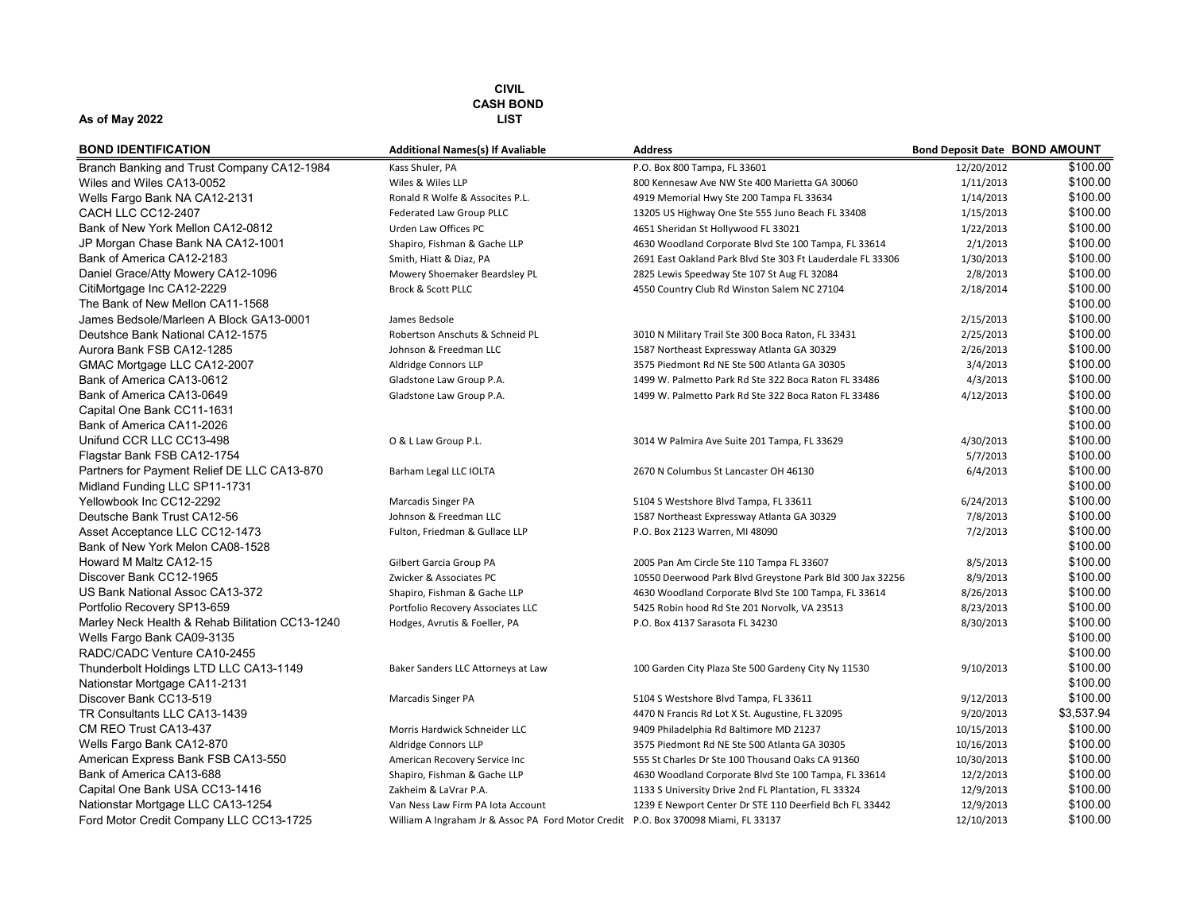**As of May 2022**

**CIVIL CASH BOND LIST**

| BOND IDENTIFICATION | Additional Names(s) If Avaliable | Address | Bond Deposit Date | BOND AMOUNT |
|---|---|---|---|---|
| Branch Banking and Trust Company CA12-1984 | Kass Shuler, PA | P.O. Box 800 Tampa, FL 33601 | 12/20/2012 | $100.00 |
| Wiles and Wiles CA13-0052 | Wiles & Wiles LLP | 800 Kennesaw Ave NW Ste 400 Marietta GA 30060 | 1/11/2013 | $100.00 |
| Wells Fargo Bank NA CA12-2131 | Ronald R Wolfe & Associtès P.L. | 4919 Memorial Hwy Ste 200 Tampa FL 33634 | 1/14/2013 | $100.00 |
| CACH LLC CC12-2407 | Federated Law Group PLLC | 13205 US Highway One Ste 555 Juno Beach FL 33408 | 1/15/2013 | $100.00 |
| Bank of New York Mellon CA12-0812 | Urden Law Offices PC | 4651 Sheridan St Hollywood FL 33021 | 1/22/2013 | $100.00 |
| JP Morgan Chase Bank NA CA12-1001 | Shapiro, Fishman & Gache LLP | 4630 Woodland Corporate Blvd Ste 100 Tampa, FL 33614 | 2/1/2013 | $100.00 |
| Bank of America CA12-2183 | Smith, Hiatt & Diaz, PA | 2691 East Oakland Park Blvd Ste 303 Ft Lauderdale FL 33306 | 1/30/2013 | $100.00 |
| Daniel Grace/Atty Mowery CA12-1096 | Mowery Shoemaker Beardsley PL | 2825 Lewis Speedway Ste 107 St Aug FL 32084 | 2/8/2013 | $100.00 |
| CitiMortgage Inc CA12-2229 | Brock & Scott PLLC | 4550 Country Club Rd Winston Salem NC 27104 | 2/18/2014 | $100.00 |
| The Bank of New Mellon CA11-1568 | | | | $100.00 |
| James Bedsole/Marleen A Block GA13-0001 | James Bedsole | | 2/15/2013 | $100.00 |
| Deutshce Bank National CA12-1575 | Robertson Anschuts & Schneid PL | 3010 N Military Trail Ste 300 Boca Raton, FL 33431 | 2/25/2013 | $100.00 |
| Aurora Bank FSB CA12-1285 | Johnson & Freedman LLC | 1587 Northeast Expressway Atlanta GA 30329 | 2/26/2013 | $100.00 |
| GMAC Mortgage LLC CA12-2007 | Aldridge Connors LLP | 3575 Piedmont Rd NE Ste 500 Atlanta GA 30305 | 3/4/2013 | $100.00 |
| Bank of America CA13-0612 | Gladstone Law Group P.A. | 1499 W. Palmetto Park Rd Ste 322 Boca Raton FL 33486 | 4/3/2013 | $100.00 |
| Bank of America CA13-0649 | Gladstone Law Group P.A. | 1499 W. Palmetto Park Rd Ste 322 Boca Raton FL 33486 | 4/12/2013 | $100.00 |
| Capital One Bank CC11-1631 | | | | $100.00 |
| Bank of America CA11-2026 | | | | $100.00 |
| Unifund CCR LLC CC13-498 | O & L Law Group P.L. | 3014 W Palmira Ave Suite 201 Tampa, FL 33629 | 4/30/2013 | $100.00 |
| Flagstar Bank FSB CA12-1754 | | | 5/7/2013 | $100.00 |
| Partners for Payment Relief DE LLC CA13-870 | Barham Legal LLC IOLTA | 2670 N Columbus St Lancaster OH 46130 | 6/4/2013 | $100.00 |
| Midland Funding LLC SP11-1731 | | | | $100.00 |
| Yellowbook Inc CC12-2292 | Marcadis Singer PA | 5104 S Westshore Blvd Tampa, FL 33611 | 6/24/2013 | $100.00 |
| Deutsche Bank Trust CA12-56 | Johnson & Freedman LLC | 1587 Northeast Expressway Atlanta GA 30329 | 7/8/2013 | $100.00 |
| Asset Acceptance LLC CC12-1473 | Fulton, Friedman & Gullace LLP | P.O. Box 2123 Warren, MI 48090 | 7/2/2013 | $100.00 |
| Bank of New York Melon CA08-1528 | | | | $100.00 |
| Howard M Maltz CA12-15 | Gilbert Garcia Group PA | 2005 Pan Am Circle Ste 110 Tampa FL 33607 | 8/5/2013 | $100.00 |
| Discover Bank CC12-1965 | Zwicker & Associates PC | 10550 Deerwood Park Blvd Greystone Park Bld 300 Jax 32256 | 8/9/2013 | $100.00 |
| US Bank National Assoc CA13-372 | Shapiro, Fishman & Gache LLP | 4630 Woodland Corporate Blvd Ste 100 Tampa, FL 33614 | 8/26/2013 | $100.00 |
| Portfolio Recovery SP13-659 | Portfolio Recovery Associates LLC | 5425 Robin hood Rd Ste 201 Norvolk, VA 23513 | 8/23/2013 | $100.00 |
| Marley Neck Health & Rehab Bilitation CC13-1240 | Hodges, Avrutis & Foeller, PA | P.O. Box 4137 Sarasota FL 34230 | 8/30/2013 | $100.00 |
| Wells Fargo Bank CA09-3135 | | | | $100.00 |
| RADC/CADC Venture CA10-2455 | | | | $100.00 |
| Thunderbolt Holdings LTD LLC CA13-1149 | Baker Sanders LLC Attorneys at Law | 100 Garden City Plaza Ste 500 Gardeny City Ny 11530 | 9/10/2013 | $100.00 |
| Nationstar Mortgage CA11-2131 | | | | $100.00 |
| Discover Bank CC13-519 | Marcadis Singer PA | 5104 S Westshore Blvd Tampa, FL 33611 | 9/12/2013 | $100.00 |
| TR Consultants LLC CA13-1439 | | 4470 N Francis Rd Lot X St. Augustine, FL 32095 | 9/20/2013 | $3,537.94 |
| CM REO Trust CA13-437 | Morris Hardwick Schneider LLC | 9409 Philadelphia Rd Baltimore MD 21237 | 10/15/2013 | $100.00 |
| Wells Fargo Bank CA12-870 | Aldridge Connors LLP | 3575 Piedmont Rd NE Ste 500 Atlanta GA 30305 | 10/16/2013 | $100.00 |
| American Express Bank FSB CA13-550 | American Recovery Service Inc | 555 St Charles Dr Ste 100 Thousand Oaks CA 91360 | 10/30/2013 | $100.00 |
| Bank of America CA13-688 | Shapiro, Fishman & Gache LLP | 4630 Woodland Corporate Blvd Ste 100 Tampa, FL 33614 | 12/2/2013 | $100.00 |
| Capital One Bank USA CC13-1416 | Zakheim & LaVrar P.A. | 1133 S University Drive 2nd FL Plantation, FL 33324 | 12/9/2013 | $100.00 |
| Nationstar Mortgage LLC CA13-1254 | Van Ness Law Firm PA Iota Account | 1239 E Newport Center Dr STE 110 Deerfield Bch FL 33442 | 12/9/2013 | $100.00 |
| Ford Motor Credit Company LLC CC13-1725 | William A Ingraham Jr & Assoc PA Ford Motor Credit | P.O. Box 370098 Miami, FL 33137 | 12/10/2013 | $100.00 |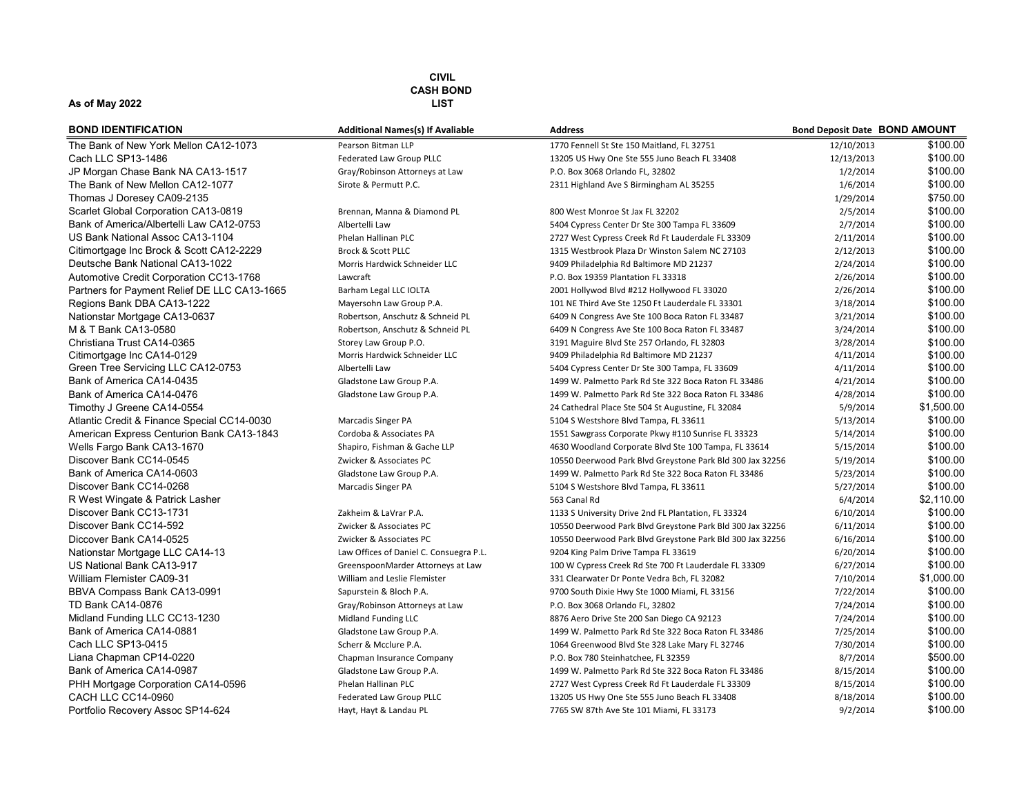**As of May 2022**

**CIVIL CASH BOND LIST**

| BOND IDENTIFICATION | Additional Names(s) If Avaliable | Address | Bond Deposit Date | BOND AMOUNT |
|---|---|---|---|---|
| The Bank of New York Mellon CA12-1073 | Pearson Bitman LLP | 1770 Fennell St Ste 150 Maitland, FL 32751 | 12/10/2013 | $100.00 |
| Cach LLC SP13-1486 | Federated Law Group PLLC | 13205 US Hwy One Ste 555 Juno Beach FL 33408 | 12/13/2013 | $100.00 |
| JP Morgan Chase Bank NA CA13-1517 | Gray/Robinson Attorneys at Law | P.O. Box 3068 Orlando FL, 32802 | 1/2/2014 | $100.00 |
| The Bank of New Mellon CA12-1077 | Sirote & Permutt P.C. | 2311 Highland Ave S Birmingham AL 35255 | 1/6/2014 | $100.00 |
| Thomas J Doresey CA09-2135 | | | 1/29/2014 | $750.00 |
| Scarlet Global Corporation CA13-0819 | Brennan, Manna & Diamond PL | 800 West Monroe St Jax FL 32202 | 2/5/2014 | $100.00 |
| Bank of America/Albertelli Law CA12-0753 | Albertelli Law | 5404 Cypress Center Dr Ste 300 Tampa FL 33609 | 2/7/2014 | $100.00 |
| US Bank National Assoc CA13-1104 | Phelan Hallinan PLC | 2727 West Cypress Creek Rd Ft Lauderdale FL 33309 | 2/11/2014 | $100.00 |
| Citimortgage Inc Brock & Scott CA12-2229 | Brock & Scott PLLC | 1315 Westbrook Plaza Dr Winston Salem NC 27103 | 2/12/2013 | $100.00 |
| Deutsche Bank National CA13-1022 | Morris Hardwick Schneider LLC | 9409 Philadelphia Rd Baltimore MD 21237 | 2/24/2014 | $100.00 |
| Automotive Credit Corporation CC13-1768 | Lawcraft | P.O. Box 19359 Plantation FL 33318 | 2/26/2014 | $100.00 |
| Partners for Payment Relief DE LLC CA13-1665 | Barham Legal LLC IOLTA | 2001 Hollywod Blvd #212 Hollywood FL 33020 | 2/26/2014 | $100.00 |
| Regions Bank DBA CA13-1222 | Mayersohn Law Group P.A. | 101 NE Third Ave Ste 1250 Ft Lauderdale FL 33301 | 3/18/2014 | $100.00 |
| Nationstar Mortgage CA13-0637 | Robertson, Anschutz & Schneid PL | 6409 N Congress Ave Ste 100 Boca Raton FL 33487 | 3/21/2014 | $100.00 |
| M & T Bank CA13-0580 | Robertson, Anschutz & Schneid PL | 6409 N Congress Ave Ste 100 Boca Raton FL 33487 | 3/24/2014 | $100.00 |
| Christiana Trust CA14-0365 | Storey Law Group P.O. | 3191 Maguire Blvd Ste 257 Orlando, FL 32803 | 3/28/2014 | $100.00 |
| Citimortgage Inc CA14-0129 | Morris Hardwick Schneider LLC | 9409 Philadelphia Rd Baltimore MD 21237 | 4/11/2014 | $100.00 |
| Green Tree Servicing LLC CA12-0753 | Albertelli Law | 5404 Cypress Center Dr Ste 300 Tampa, FL 33609 | 4/11/2014 | $100.00 |
| Bank of America CA14-0435 | Gladstone Law Group P.A. | 1499 W. Palmetto Park Rd Ste 322 Boca Raton FL 33486 | 4/21/2014 | $100.00 |
| Bank of America CA14-0476 | Gladstone Law Group P.A. | 1499 W. Palmetto Park Rd Ste 322 Boca Raton FL 33486 | 4/28/2014 | $100.00 |
| Timothy J Greene CA14-0554 | | 24 Cathedral Place Ste 504 St Augustine, FL 32084 | 5/9/2014 | $1,500.00 |
| Atlantic Credit & Finance Special CC14-0030 | Marcadis Singer PA | 5104 S Westshore Blvd Tampa, FL 33611 | 5/13/2014 | $100.00 |
| American Express Centurion Bank CA13-1843 | Cordoba & Associates PA | 1551 Sawgrass Corporate Pkwy #110 Sunrise FL 33323 | 5/14/2014 | $100.00 |
| Wells Fargo Bank CA13-1670 | Shapiro, Fishman & Gache LLP | 4630 Woodland Corporate Blvd Ste 100 Tampa, FL 33614 | 5/15/2014 | $100.00 |
| Discover Bank CC14-0545 | Zwicker & Associates PC | 10550 Deerwood Park Blvd Greystone Park Bld 300 Jax 32256 | 5/19/2014 | $100.00 |
| Bank of America CA14-0603 | Gladstone Law Group P.A. | 1499 W. Palmetto Park Rd Ste 322 Boca Raton FL 33486 | 5/23/2014 | $100.00 |
| Discover Bank CC14-0268 | Marcadis Singer PA | 5104 S Westshore Blvd Tampa, FL 33611 | 5/27/2014 | $100.00 |
| R West Wingate & Patrick Lasher | | 563 Canal Rd | 6/4/2014 | $2,110.00 |
| Discover Bank CC13-1731 | Zakheim & LaVrar P.A. | 1133 S University Drive 2nd FL Plantation, FL 33324 | 6/10/2014 | $100.00 |
| Discover Bank CC14-592 | Zwicker & Associates PC | 10550 Deerwood Park Blvd Greystone Park Bld 300 Jax 32256 | 6/11/2014 | $100.00 |
| Diccover Bank CA14-0525 | Zwicker & Associates PC | 10550 Deerwood Park Blvd Greystone Park Bld 300 Jax 32256 | 6/16/2014 | $100.00 |
| Nationstar Mortgage LLC CA14-13 | Law Offices of Daniel C. Consuegra P.L. | 9204 King Palm Drive Tampa FL 33619 | 6/20/2014 | $100.00 |
| US National Bank CA13-917 | GreenspoonMarder Attorneys at Law | 100 W Cypress Creek Rd Ste 700 Ft Lauderdale FL 33309 | 6/27/2014 | $100.00 |
| William Flemister CA09-31 | William and Leslie Flemister | 331 Clearwater Dr Ponte Vedra Bch, FL 32082 | 7/10/2014 | $1,000.00 |
| BBVA Compass Bank CA13-0991 | Sapurstein & Bloch P.A. | 9700 South Dixie Hwy Ste 1000 Miami, FL 33156 | 7/22/2014 | $100.00 |
| TD Bank CA14-0876 | Gray/Robinson Attorneys at Law | P.O. Box 3068 Orlando FL, 32802 | 7/24/2014 | $100.00 |
| Midland Funding LLC CC13-1230 | Midland Funding LLC | 8876 Aero Drive Ste 200 San Diego CA 92123 | 7/24/2014 | $100.00 |
| Bank of America CA14-0881 | Gladstone Law Group P.A. | 1499 W. Palmetto Park Rd Ste 322 Boca Raton FL 33486 | 7/25/2014 | $100.00 |
| Cach LLC SP13-0415 | Scherr & Mcclure P.A. | 1064 Greenwood Blvd Ste 328 Lake Mary FL 32746 | 7/30/2014 | $100.00 |
| Liana Chapman CP14-0220 | Chapman Insurance Company | P.O. Box 780 Steinhatchee, FL 32359 | 8/7/2014 | $500.00 |
| Bank of America CA14-0987 | Gladstone Law Group P.A. | 1499 W. Palmetto Park Rd Ste 322 Boca Raton FL 33486 | 8/15/2014 | $100.00 |
| PHH Mortgage Corporation CA14-0596 | Phelan Hallinan PLC | 2727 West Cypress Creek Rd Ft Lauderdale FL 33309 | 8/15/2014 | $100.00 |
| CACH LLC CC14-0960 | Federated Law Group PLLC | 13205 US Hwy One Ste 555 Juno Beach FL 33408 | 8/18/2014 | $100.00 |
| Portfolio Recovery Assoc SP14-624 | Hayt, Hayt & Landau PL | 7765 SW 87th Ave Ste 101 Miami, FL 33173 | 9/2/2014 | $100.00 |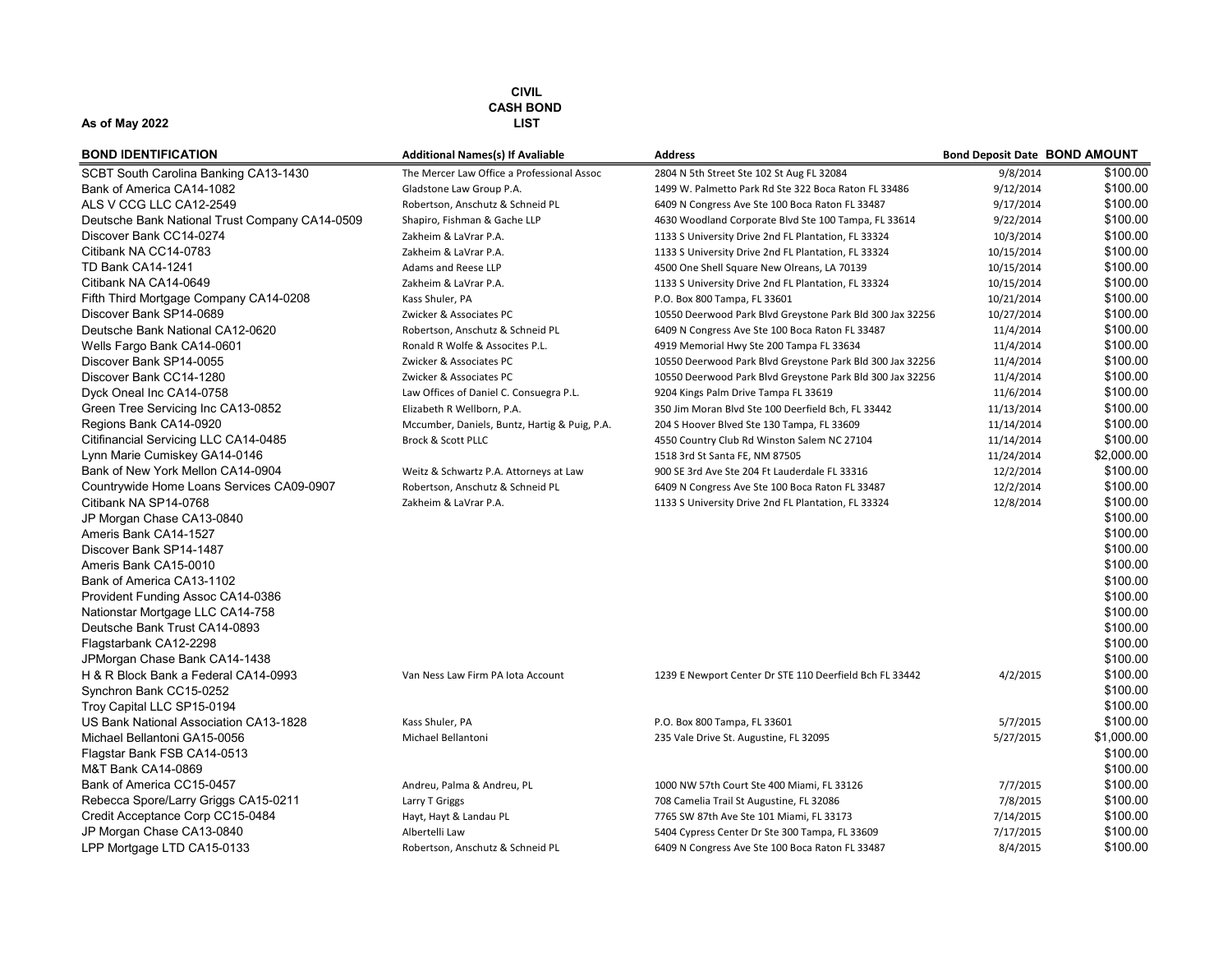**CIVIL CASH BOND LIST**

**As of May 2022**

| BOND IDENTIFICATION | Additional Names(s) If Avaliable | Address | Bond Deposit Date | BOND AMOUNT |
|---|---|---|---|---|
| SCBT South Carolina Banking CA13-1430 | The Mercer Law Office a Professional Assoc | 2804 N 5th Street Ste 102 St Aug FL 32084 | 9/8/2014 | $100.00 |
| Bank of America CA14-1082 | Gladstone Law Group P.A. | 1499 W. Palmetto Park Rd Ste 322 Boca Raton FL 33486 | 9/12/2014 | $100.00 |
| ALS V CCG LLC CA12-2549 | Robertson, Anschutz & Schneid PL | 6409 N Congress Ave Ste 100 Boca Raton FL 33487 | 9/17/2014 | $100.00 |
| Deutsche Bank National Trust Company CA14-0509 | Shapiro, Fishman & Gache LLP | 4630 Woodland Corporate Blvd Ste 100 Tampa, FL 33614 | 9/22/2014 | $100.00 |
| Discover Bank CC14-0274 | Zakheim & LaVrar P.A. | 1133 S University Drive 2nd FL Plantation, FL 33324 | 10/3/2014 | $100.00 |
| Citibank NA CC14-0783 | Zakheim & LaVrar P.A. | 1133 S University Drive 2nd FL Plantation, FL 33324 | 10/15/2014 | $100.00 |
| TD Bank CA14-1241 | Adams and Reese LLP | 4500 One Shell Square New Oreans, LA 70139 | 10/15/2014 | $100.00 |
| Citibank NA CA14-0649 | Zakheim & LaVrar P.A. | 1133 S University Drive 2nd FL Plantation, FL 33324 | 10/15/2014 | $100.00 |
| Fifth Third Mortgage Company CA14-0208 | Kass Shuler, PA | P.O. Box 800 Tampa, FL 33601 | 10/21/2014 | $100.00 |
| Discover Bank SP14-0689 | Zwicker & Associates PC | 10550 Deerwood Park Blvd Greystone Park Bld 300 Jax 32256 | 10/27/2014 | $100.00 |
| Deutsche Bank National CA12-0620 | Robertson, Anschutz & Schneid PL | 6409 N Congress Ave Ste 100 Boca Raton FL 33487 | 11/4/2014 | $100.00 |
| Wells Fargo Bank CA14-0601 | Ronald R Wolfe & Associtres P.L. | 4919 Memorial Hwy Ste 200 Tampa FL 33634 | 11/4/2014 | $100.00 |
| Discover Bank SP14-0055 | Zwicker & Associates PC | 10550 Deerwood Park Blvd Greystone Park Bld 300 Jax 32256 | 11/4/2014 | $100.00 |
| Discover Bank CC14-1280 | Zwicker & Associates PC | 10550 Deerwood Park Blvd Greystone Park Bld 300 Jax 32256 | 11/4/2014 | $100.00 |
| Dyck Oneal Inc CA14-0758 | Law Offices of Daniel C. Consuegra P.L. | 9204 Kings Palm Drive Tampa FL 33619 | 11/6/2014 | $100.00 |
| Green Tree Servicing Inc CA13-0852 | Elizabeth R Wellborn, P.A. | 350 Jim Moran Blvd Ste 100 Deerfield Bch, FL 33442 | 11/13/2014 | $100.00 |
| Regions Bank CA14-0920 | Mccumber, Daniels, Buntz, Hartig & Puig, P.A. | 204 S Hoover Blved Ste 130 Tampa, FL 33609 | 11/14/2014 | $100.00 |
| Citifinancial Servicing LLC CA14-0485 | Brock & Scott PLLC | 4550 Country Club Rd Winston Salem NC 27104 | 11/14/2014 | $100.00 |
| Lynn Marie Cumiskey GA14-0146 | | 1518 3rd St Santa FE, NM 87505 | 11/24/2014 | $2,000.00 |
| Bank of New York Mellon CA14-0904 | Weitz & Schwartz P.A. Attorneys at Law | 900 SE 3rd Ave Ste 204 Ft Lauderdale FL 33316 | 12/2/2014 | $100.00 |
| Countrywide Home Loans Services CA09-0907 | Robertson, Anschutz & Schneid PL | 6409 N Congress Ave Ste 100 Boca Raton FL 33487 | 12/2/2014 | $100.00 |
| Citibank NA SP14-0768 | Zakheim & LaVrar P.A. | 1133 S University Drive 2nd FL Plantation, FL 33324 | 12/8/2014 | $100.00 |
| JP Morgan Chase CA13-0840 | | | | $100.00 |
| Ameris Bank CA14-1527 | | | | $100.00 |
| Discover Bank SP14-1487 | | | | $100.00 |
| Ameris Bank CA15-0010 | | | | $100.00 |
| Bank of America CA13-1102 | | | | $100.00 |
| Provident Funding Assoc CA14-0386 | | | | $100.00 |
| Nationstar Mortgage LLC CA14-758 | | | | $100.00 |
| Deutsche Bank Trust CA14-0893 | | | | $100.00 |
| Flagstarbank CA12-2298 | | | | $100.00 |
| JPMorgan Chase Bank CA14-1438 | | | | $100.00 |
| H & R Block Bank a Federal CA14-0993 | Van Ness Law Firm PA Iota Account | 1239 E Newport Center Dr STE 110 Deerfield Bch FL 33442 | 4/2/2015 | $100.00 |
| Synchron Bank CC15-0252 | | | | $100.00 |
| Troy Capital LLC SP15-0194 | | | | $100.00 |
| US Bank National Association CA13-1828 | Kass Shuler, PA | P.O. Box 800 Tampa, FL 33601 | 5/7/2015 | $100.00 |
| Michael Bellantoni GA15-0056 | Michael Bellantoni | 235 Vale Drive St. Augustine, FL 32095 | 5/27/2015 | $1,000.00 |
| Flagstar Bank FSB CA14-0513 | | | | $100.00 |
| M&T Bank CA14-0869 | | | | $100.00 |
| Bank of America CC15-0457 | Andreu, Palma & Andreu, PL | 1000 NW 57th Court Ste 400 Miami, FL 33126 | 7/7/2015 | $100.00 |
| Rebecca Spore/Larry Griggs CA15-0211 | Larry T Griggs | 708 Camelia Trail St Augustine, FL 32086 | 7/8/2015 | $100.00 |
| Credit Acceptance Corp CC15-0484 | Hayt, Hayt & Landau PL | 7765 SW 87th Ave Ste 101 Miami, FL 33173 | 7/14/2015 | $100.00 |
| JP Morgan Chase CA13-0840 | Albertelli Law | 5404 Cypress Center Dr Ste 300 Tampa, FL 33609 | 7/17/2015 | $100.00 |
| LPP Mortgage LTD CA15-0133 | Robertson, Anschutz & Schneid PL | 6409 N Congress Ave Ste 100 Boca Raton FL 33487 | 8/4/2015 | $100.00 |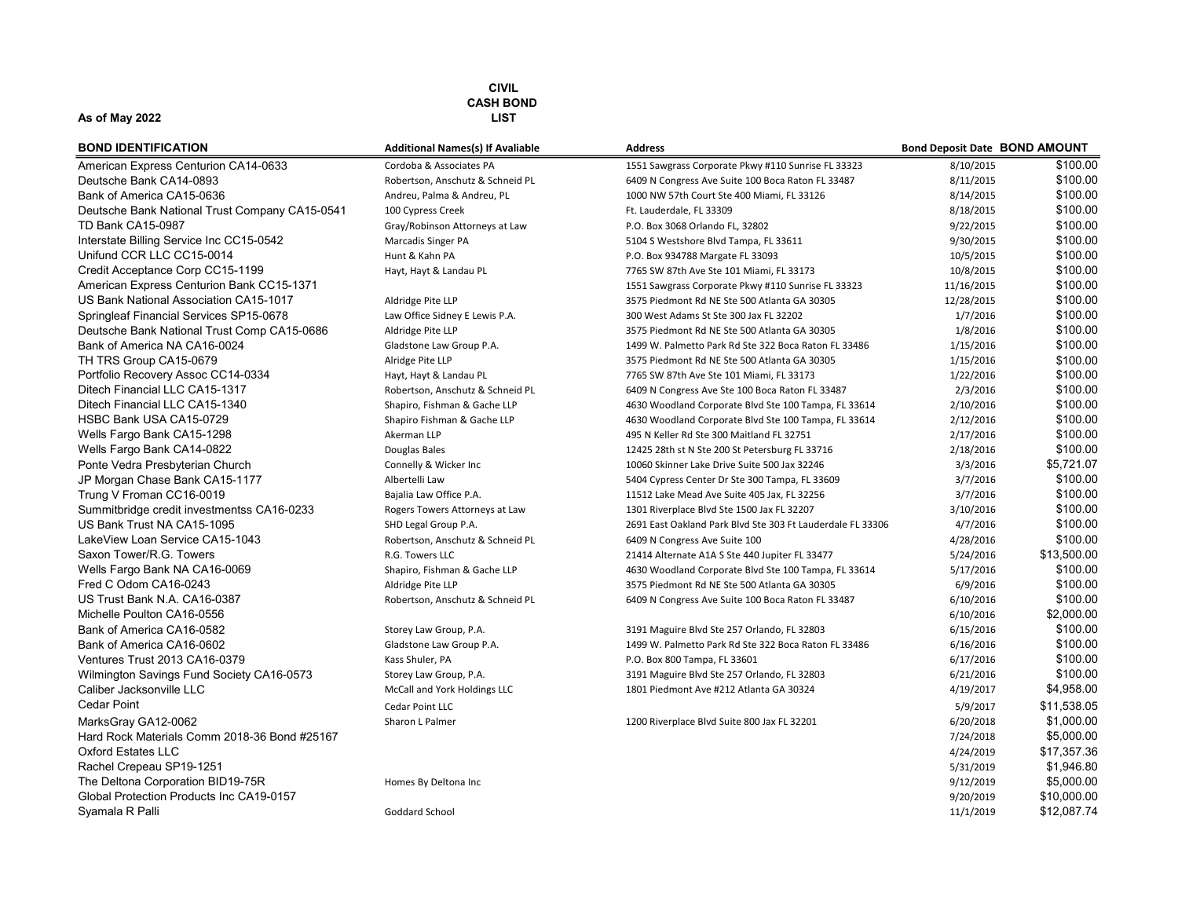**As of May 2022**

**CIVIL
CASH BOND
LIST**

| BOND IDENTIFICATION | Additional Names(s) If Avaliable | Address | Bond Deposit Date | BOND AMOUNT |
|---|---|---|---|---|
| American Express Centurion CA14-0633 | Cordoba & Associates PA | 1551 Sawgrass Corporate Pkwy #110 Sunrise FL 33323 | 8/10/2015 | $100.00 |
| Deutsche Bank CA14-0893 | Robertson, Anschutz & Schneid PL | 6409 N Congress Ave Suite 100 Boca Raton FL 33487 | 8/11/2015 | $100.00 |
| Bank of America CA15-0636 | Andreu, Palma & Andreu, PL | 1000 NW 57th Court Ste 400 Miami, FL 33126 | 8/14/2015 | $100.00 |
| Deutsche Bank National Trust Company CA15-0541 | 100 Cypress Creek | Ft. Lauderdale, FL 33309 | 8/18/2015 | $100.00 |
| TD Bank CA15-0987 | Gray/Robinson Attorneys at Law | P.O. Box 3068 Orlando FL, 32802 | 9/22/2015 | $100.00 |
| Interstate Billing Service Inc CC15-0542 | Marcadis Singer PA | 5104 S Westshore Blvd Tampa, FL 33611 | 9/30/2015 | $100.00 |
| Unifund CCR LLC CC15-0014 | Hunt & Kahn PA | P.O. Box 934788 Margate FL 33093 | 10/5/2015 | $100.00 |
| Credit Acceptance Corp CC15-1199 | Hayt, Hayt & Landau PL | 7765 SW 87th Ave Ste 101 Miami, FL 33173 | 10/8/2015 | $100.00 |
| American Express Centurion Bank CC15-1371 | | 1551 Sawgrass Corporate Pkwy #110 Sunrise FL 33323 | 11/16/2015 | $100.00 |
| US Bank National Association CA15-1017 | Aldridge Pite LLP | 3575 Piedmont Rd NE Ste 500 Atlanta GA 30305 | 12/28/2015 | $100.00 |
| Springleaf Financial Services SP15-0678 | Law Office Sidney E Lewis P.A. | 300 West Adams St Ste 300 Jax FL 32202 | 1/7/2016 | $100.00 |
| Deutsche Bank National Trust Comp CA15-0686 | Aldridge Pite LLP | 3575 Piedmont Rd NE Ste 500 Atlanta GA 30305 | 1/8/2016 | $100.00 |
| Bank of America NA CA16-0024 | Gladstone Law Group P.A. | 1499 W. Palmetto Park Rd Ste 322 Boca Raton FL 33486 | 1/15/2016 | $100.00 |
| TH TRS Group CA15-0679 | Alridge Pite LLP | 3575 Piedmont Rd NE Ste 500 Atlanta GA 30305 | 1/15/2016 | $100.00 |
| Portfolio Recovery Assoc CC14-0334 | Hayt, Hayt & Landau PL | 7765 SW 87th Ave Ste 101 Miami, FL 33173 | 1/22/2016 | $100.00 |
| Ditech Financial LLC CA15-1317 | Robertson, Anschutz & Schneid PL | 6409 N Congress Ave Ste 100 Boca Raton FL 33487 | 2/3/2016 | $100.00 |
| Ditech Financial LLC CA15-1340 | Shapiro, Fishman & Gache LLP | 4630 Woodland Corporate Blvd Ste 100 Tampa, FL 33614 | 2/10/2016 | $100.00 |
| HSBC Bank USA CA15-0729 | Shapiro Fishman & Gache LLP | 4630 Woodland Corporate Blvd Ste 100 Tampa, FL 33614 | 2/12/2016 | $100.00 |
| Wells Fargo Bank CA15-1298 | Akerman LLP | 495 N Keller Rd Ste 300 Maitland FL 32751 | 2/17/2016 | $100.00 |
| Wells Fargo Bank CA14-0822 | Douglas Bales | 12425 28th st N Ste 200 St Petersburg FL 33716 | 2/18/2016 | $100.00 |
| Ponte Vedra Presbyterian Church | Connelly & Wicker Inc | 10060 Skinner Lake Drive Suite 500 Jax 32246 | 3/3/2016 | $5,721.07 |
| JP Morgan Chase Bank CA15-1177 | Albertelli Law | 5404 Cypress Center Dr Ste 300 Tampa, FL 33609 | 3/7/2016 | $100.00 |
| Trung V Froman CC16-0019 | Bajalia Law Office P.A. | 11512 Lake Mead Ave Suite 405 Jax, FL 32256 | 3/7/2016 | $100.00 |
| Summitbridge credit investmentss CA16-0233 | Rogers Towers Attorneys at Law | 1301 Riverplace Blvd Ste 1500 Jax FL 32207 | 3/10/2016 | $100.00 |
| US Bank Trust NA CA15-1095 | SHD Legal Group P.A. | 2691 East Oakland Park Blvd Ste 303 Ft Lauderdale FL 33306 | 4/7/2016 | $100.00 |
| LakeView Loan Service CA15-1043 | Robertson, Anschutz & Schneid PL | 6409 N Congress Ave Suite 100 | 4/28/2016 | $100.00 |
| Saxon Tower/R.G. Towers | R.G. Towers LLC | 21414 Alternate A1A S Ste 440 Jupiter FL 33477 | 5/24/2016 | $13,500.00 |
| Wells Fargo Bank NA CA16-0069 | Shapiro, Fishman & Gache LLP | 4630 Woodland Corporate Blvd Ste 100 Tampa, FL 33614 | 5/17/2016 | $100.00 |
| Fred C Odom CA16-0243 | Aldridge Pite LLP | 3575 Piedmont Rd NE Ste 500 Atlanta GA 30305 | 6/9/2016 | $100.00 |
| US Trust Bank N.A. CA16-0387 | Robertson, Anschutz & Schneid PL | 6409 N Congress Ave Suite 100 Boca Raton FL 33487 | 6/10/2016 | $100.00 |
| Michelle Poulton CA16-0556 | | | 6/10/2016 | $2,000.00 |
| Bank of America CA16-0582 | Storey Law Group, P.A. | 3191 Maguire Blvd Ste 257 Orlando, FL 32803 | 6/15/2016 | $100.00 |
| Bank of America CA16-0602 | Gladstone Law Group P.A. | 1499 W. Palmetto Park Rd Ste 322 Boca Raton FL 33486 | 6/16/2016 | $100.00 |
| Ventures Trust 2013 CA16-0379 | Kass Shuler, PA | P.O. Box 800 Tampa, FL 33601 | 6/17/2016 | $100.00 |
| Wilmington Savings Fund Society CA16-0573 | Storey Law Group, P.A. | 3191 Maguire Blvd Ste 257 Orlando, FL 32803 | 6/21/2016 | $100.00 |
| Caliber Jacksonville LLC | McCall and York Holdings LLC | 1801 Piedmont Ave #212 Atlanta GA 30324 | 4/19/2017 | $4,958.00 |
| Cedar Point | Cedar Point LLC | | 5/9/2017 | $11,538.05 |
| MarksGray GA12-0062 | Sharon L Palmer | 1200 Riverplace Blvd Suite 800 Jax FL 32201 | 6/20/2018 | $1,000.00 |
| Hard Rock Materials Comm 2018-36 Bond #25167 | | | 7/24/2018 | $5,000.00 |
| Oxford Estates LLC | | | 4/24/2019 | $17,357.36 |
| Rachel Crepeau SP19-1251 | | | 5/31/2019 | $1,946.80 |
| The Deltona Corporation BID19-75R | Homes By Deltona Inc | | 9/12/2019 | $5,000.00 |
| Global Protection Products Inc CA19-0157 | | | 9/20/2019 | $10,000.00 |
| Syamala R Palli | Goddard School | | 11/1/2019 | $12,087.74 |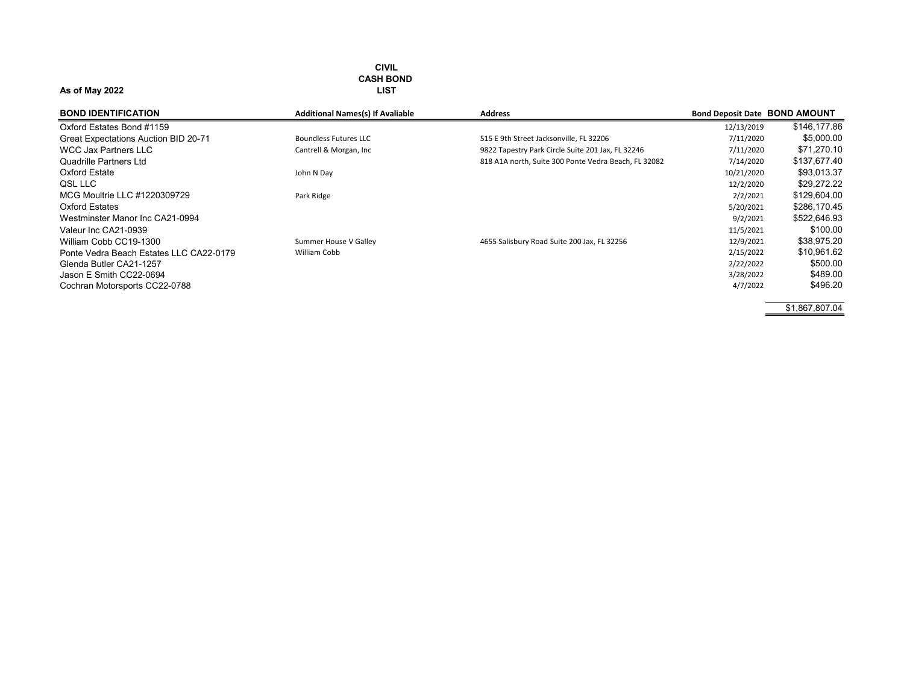**As of May 2022**

**CIVIL**
**CASH BOND**
**LIST**

| BOND IDENTIFICATION | Additional Names(s) If Avaliable | Address | Bond Deposit Date | BOND AMOUNT |
|---|---|---|---|---|
| Oxford Estates Bond #1159 | | | 12/13/2019 | $146,177.86 |
| Great Expectations Auction BID 20-71 | Boundless Futures LLC | 515 E 9th Street Jacksonville, FL 32206 | 7/11/2020 | $5,000.00 |
| WCC Jax Partners LLC | Cantrell & Morgan, Inc | 9822 Tapestry Park Circle Suite 201 Jax, FL 32246 | 7/11/2020 | $71,270.10 |
| Quadrille Partners Ltd | | 818 A1A north, Suite 300 Ponte Vedra Beach, FL 32082 | 7/14/2020 | $137,677.40 |
| Oxford Estate | John N Day | | 10/21/2020 | $93,013.37 |
| QSL LLC | | | 12/2/2020 | $29,272.22 |
| MCG Moultrie LLC #1220309729 | Park Ridge | | 2/2/2021 | $129,604.00 |
| Oxford Estates | | | 5/20/2021 | $286,170.45 |
| Westminster Manor Inc CA21-0994 | | | 9/2/2021 | $522,646.93 |
| Valeur Inc CA21-0939 | | | 11/5/2021 | $100.00 |
| William Cobb CC19-1300 | Summer House V Galley | 4655 Salisbury Road Suite 200 Jax, FL 32256 | 12/9/2021 | $38,975.20 |
| Ponte Vedra Beach Estates LLC CA22-0179 | William Cobb | | 2/15/2022 | $10,961.62 |
| Glenda Butler CA21-1257 | | | 2/22/2022 | $500.00 |
| Jason E Smith CC22-0694 | | | 3/28/2022 | $489.00 |
| Cochran Motorsports CC22-0788 | | | 4/7/2022 | $496.20 |
| | | | | $1,867,807.04 |